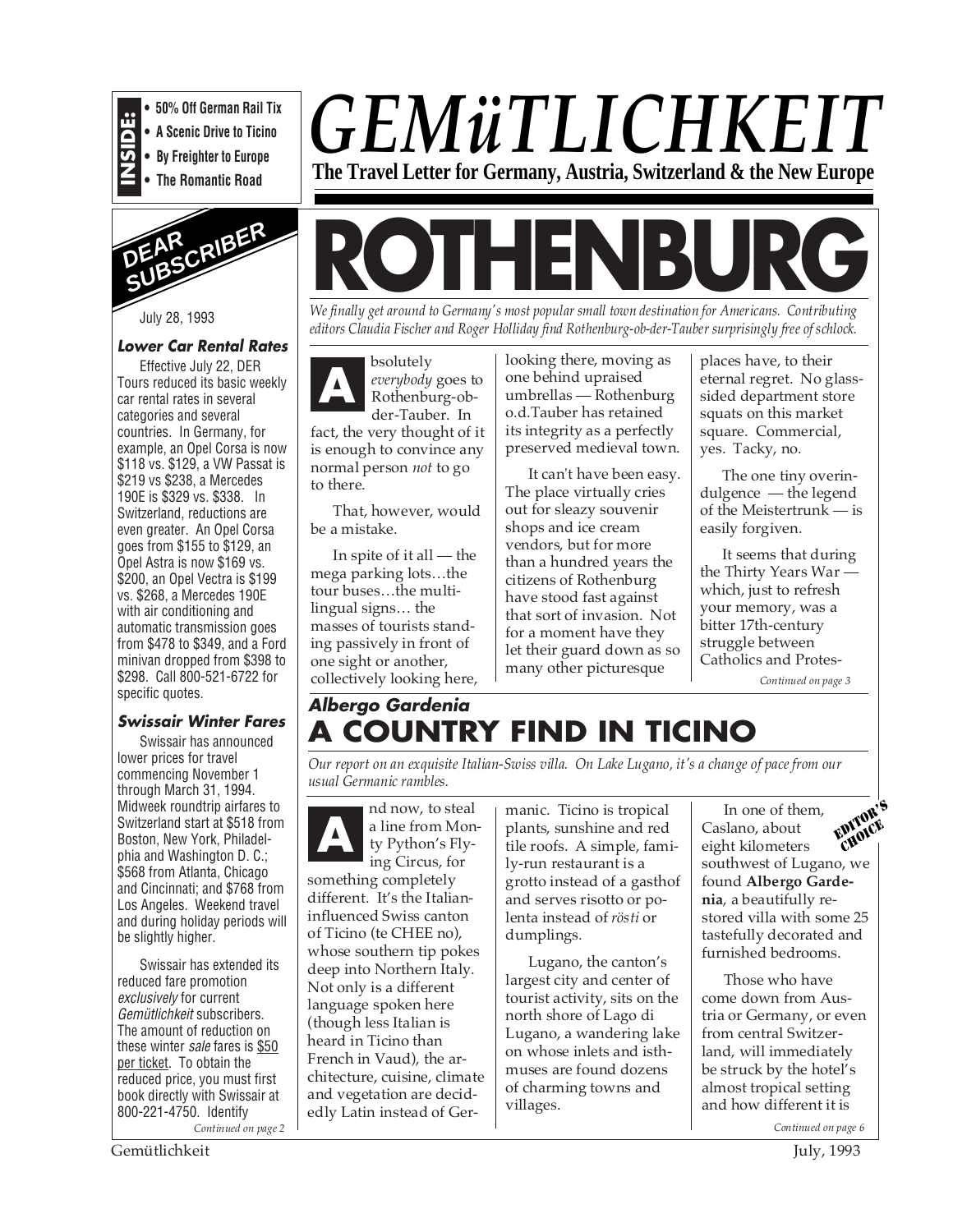**INSIDE:**
- 50% Off German Rail Tix
- A Scenic Drive to Ticino
- By Freighter to Europe
- The Romantic Road

# GEMüTLICHKEIT

**The Travel Letter for Germany, Austria, Switzerland & the New Europe**

## DEAR SUBSCRIBER

July 28, 1993

### Lower Car Rental Rates

Effective July 22, DER Tours reduced its basic weekly car rental rates in several categories and several countries. In Germany, for example, an Opel Corsa is now $118 vs. $129, a VW Passat is $219 vs $238, a Mercedes 190E is $329 vs. $338. In Switzerland, reductions are even greater. An Opel Corsa goes from $155 to $129, an Opel Astra is now $169 vs. $200, an Opel Vectra is $199 vs. $268, a Mercedes 190E with air conditioning and automatic transmission goes from $478 to $349, and a Ford minivan dropped from $398 to $298. Call 800-521-6722 for specific quotes.

### Swissair Winter Fares

Swissair has announced lower prices for travel commencing November 1 through March 31, 1994. Midweek roundtrip airfares to Switzerland start at $518 from Boston, New York, Philadelphia and Washington D. C.; $568 from Atlanta, Chicago and Cincinnati; and $768 from Los Angeles. Weekend travel and during holiday periods will be slightly higher.

Swissair has extended its reduced fare promotion *exclusively* for current *Gemütlichkeit* subscribers. The amount of reduction on these winter *sale* fares is $50 per ticket. To obtain the reduced price, you must first book directly with Swissair at 800-221-4750. Identify

*Continued on page 2*

# ROTHENBURG

*We finally get around to Germany's most popular small town destination for Americans. Contributing editors Claudia Fischer and Roger Holliday find Rothenburg-ob-der-Tauber surprisingly free of schlock.*

Absolutely *everybody* goes to Rothenburg-ob-der-Tauber. In fact, the very thought of it is enough to convince any normal person *not* to go to there.

That, however, would be a mistake.

In spite of it all — the mega parking lots…the tour buses…the multilingual signs… the masses of tourists standing passively in front of one sight or another, collectively looking here, looking there, moving as one behind upraised umbrellas — Rothenburg o.d.Tauber has retained its integrity as a perfectly preserved medieval town.

It can't have been easy. The place virtually cries out for sleazy souvenir shops and ice cream vendors, but for more than a hundred years the citizens of Rothenburg have stood fast against that sort of invasion. Not for a moment have they let their guard down as so many other picturesque places have, to their eternal regret. No glass-sided department store squats on this market square. Commercial, yes. Tacky, no.

The one tiny overindulgence — the legend of the Meistertrunk — is easily forgiven.

It seems that during the Thirty Years War — which, just to refresh your memory, was a bitter 17th-century struggle between Catholics and Protes-

*Continued on page 3*

***Albergo Gardenia***

# A COUNTRY FIND IN TICINO

*Our report on an exquisite Italian-Swiss villa. On Lake Lugano, it's a change of pace from our usual Germanic rambles.*

And now, to steal a line from Monty Python's Flying Circus, for something completely different. It's the Italian-influenced Swiss canton of Ticino (te CHEE no), whose southern tip pokes deep into Northern Italy. Not only is a different language spoken here (though less Italian is heard in Ticino than French in Vaud), the architecture, cuisine, climate and vegetation are decidedly Latin instead of Germanic. Ticino is tropical plants, sunshine and red tile roofs. A simple, family-run restaurant is a grotto instead of a gasthof and serves risotto or polenta instead of *rösti* or dumplings.

Lugano, the canton's largest city and center of tourist activity, sits on the north shore of Lago di Lugano, a wandering lake on whose inlets and isthmuses are found dozens of charming towns and villages.

EDITOR'S CHOICE

In one of them, Caslano, about eight kilometers southwest of Lugano, we found **Albergo Gardenia**, a beautifully restored villa with some 25 tastefully decorated and furnished bedrooms.

Those who have come down from Austria or Germany, or even from central Switzerland, will immediately be struck by the hotel's almost tropical setting and how different it is

*Continued on page 6*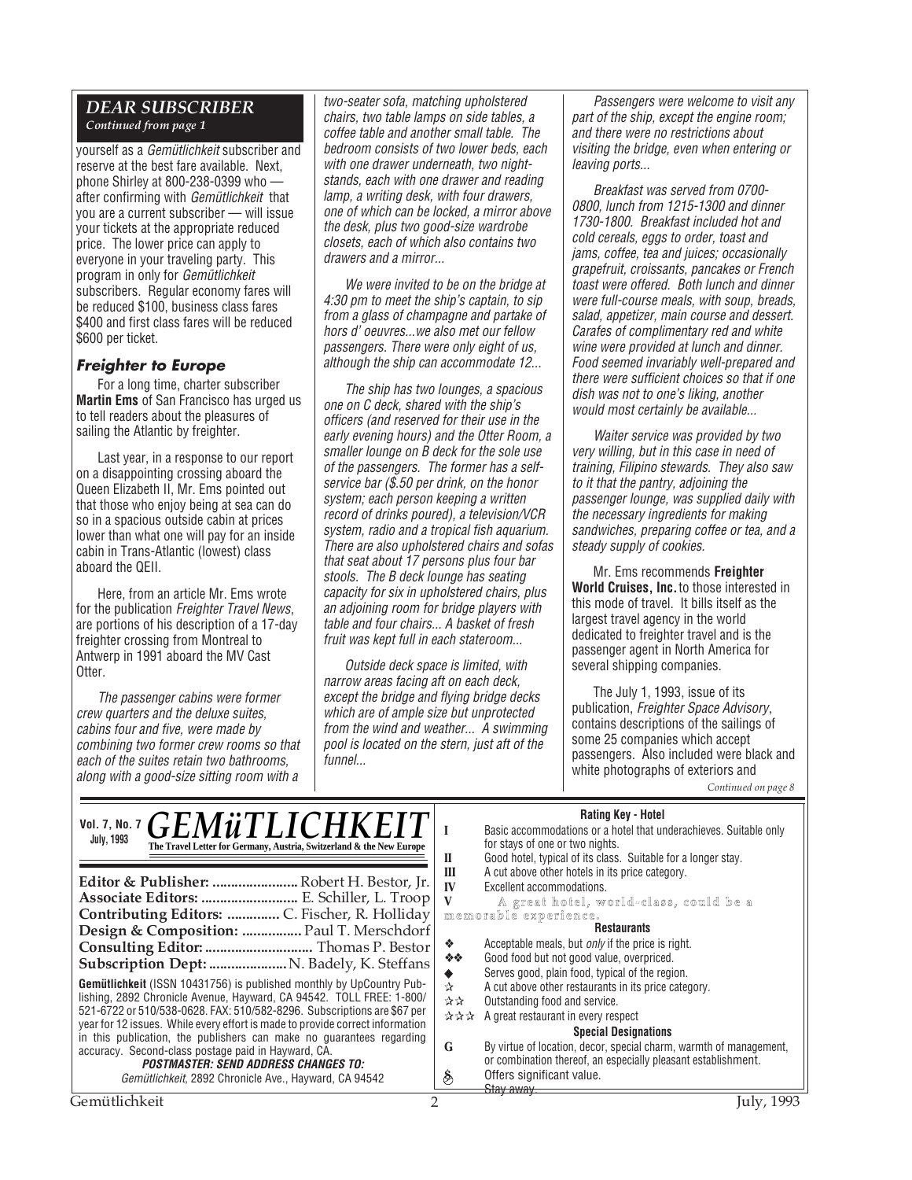## DEAR SUBSCRIBER

*Continued from page 1*

yourself as a *Gemütlichkeit* subscriber and reserve at the best fare available. Next, phone Shirley at 800-238-0399 who — after confirming with *Gemütlichkeit* that you are a current subscriber — will issue your tickets at the appropriate reduced price. The lower price can apply to everyone in your traveling party. This program in only for *Gemütlichkeit* subscribers. Regular economy fares will be reduced $100, business class fares $400 and first class fares will be reduced $600 per ticket.

### Freighter to Europe

For a long time, charter subscriber **Martin Ems** of San Francisco has urged us to tell readers about the pleasures of sailing the Atlantic by freighter.

Last year, in a response to our report on a disappointing crossing aboard the Queen Elizabeth II, Mr. Ems pointed out that those who enjoy being at sea can do so in a spacious outside cabin at prices lower than what one will pay for an inside cabin in Trans-Atlantic (lowest) class aboard the QEII.

Here, from an article Mr. Ems wrote for the publication *Freighter Travel News*, are portions of his description of a 17-day freighter crossing from Montreal to Antwerp in 1991 aboard the MV Cast Otter.

*The passenger cabins were former crew quarters and the deluxe suites, cabins four and five, were made by combining two former crew rooms so that each of the suites retain two bathrooms, along with a good-size sitting room with a two-seater sofa, matching upholstered chairs, two table lamps on side tables, a coffee table and another small table. The bedroom consists of two lower beds, each with one drawer underneath, two night-stands, each with one drawer and reading lamp, a writing desk, with four drawers, one of which can be locked, a mirror above the desk, plus two good-size wardrobe closets, each of which also contains two drawers and a mirror...*

*We were invited to be on the bridge at 4:30 pm to meet the ship's captain, to sip from a glass of champagne and partake of hors d' oeuvres...we also met our fellow passengers. There were only eight of us, although the ship can accommodate 12...*

*The ship has two lounges, a spacious one on C deck, shared with the ship's officers (and reserved for their use in the early evening hours) and the Otter Room, a smaller lounge on B deck for the sole use of the passengers. The former has a self-service bar ($.50 per drink, on the honor system; each person keeping a written record of drinks poured), a television/VCR system, radio and a tropical fish aquarium. There are also upholstered chairs and sofas that seat about 17 persons plus four bar stools. The B deck lounge has seating capacity for six in upholstered chairs, plus an adjoining room for bridge players with table and four chairs... A basket of fresh fruit was kept full in each stateroom...*

*Outside deck space is limited, with narrow areas facing aft on each deck, except the bridge and flying bridge decks which are of ample size but unprotected from the wind and weather... A swimming pool is located on the stern, just aft of the funnel...*

*Passengers were welcome to visit any part of the ship, except the engine room; and there were no restrictions about visiting the bridge, even when entering or leaving ports...*

*Breakfast was served from 0700-0800, lunch from 1215-1300 and dinner 1730-1800. Breakfast included hot and cold cereals, eggs to order, toast and jams, coffee, tea and juices; occasionally grapefruit, croissants, pancakes or French toast were offered. Both lunch and dinner were full-course meals, with soup, breads, salad, appetizer, main course and dessert. Carafes of complimentary red and white wine were provided at lunch and dinner. Food seemed invariably well-prepared and there were sufficient choices so that if one dish was not to one's liking, another would most certainly be available...*

*Waiter service was provided by two very willing, but in this case in need of training, Filipino stewards. They also saw to it that the pantry, adjoining the passenger lounge, was supplied daily with the necessary ingredients for making sandwiches, preparing coffee or tea, and a steady supply of cookies.*

Mr. Ems recommends **Freighter World Cruises, Inc.** to those interested in this mode of travel. It bills itself as the largest travel agency in the world dedicated to freighter travel and is the passenger agent in North America for several shipping companies.

The July 1, 1993, issue of its publication, *Freighter Space Advisory*, contains descriptions of the sailings of some 25 companies which accept passengers. Also included were black and white photographs of exteriors and

*Continued on page 8*

---

**Vol. 7, No. 7**
**July, 1993**

# GEMüTLICHKEIT

**The Travel Letter for Germany, Austria, Switzerland & the New Europe**

**Editor & Publisher:** Robert H. Bestor, Jr.
**Associate Editors:** E. Schiller, L. Troop
**Contributing Editors:** C. Fischer, R. Holliday
**Design & Composition:** Paul T. Merschdorf
**Consulting Editor:** Thomas P. Bestor
**Subscription Dept:** N. Badely, K. Steffans

**Gemütlichkeit** (ISSN 10431756) is published monthly by UpCountry Publishing, 2892 Chronicle Avenue, Hayward, CA 94542. TOLL FREE: 1-800/521-6722 or 510/538-0628. FAX: 510/582-8296. Subscriptions are $67 per year for 12 issues. While every effort is made to provide correct information in this publication, the publishers can make no guarantees regarding accuracy. Second-class postage paid in Hayward, CA.

***POSTMASTER: SEND ADDRESS CHANGES TO:***
*Gemütlichkeit*, 2892 Chronicle Ave., Hayward, CA 94542

**Rating Key - Hotel**

| | |
|---|---|
| I | Basic accommodations or a hotel that underachieves. Suitable only for stays of one or two nights. |
| II | Good hotel, typical of its class. Suitable for a longer stay. |
| III | A cut above other hotels in its price category. |
| IV | Excellent accommodations. |
| V | A great hotel, world-class, could be a memorable experience. |

**Restaurants**

| | |
|---|---|
| ❖ | Acceptable meals, but *only* if the price is right. |
| ❖❖ | Good food but not good value, overpriced. |
| ◆ | Serves good, plain food, typical of the region. |
| ☆ | A cut above other restaurants in its price category. |
| ☆☆ | Outstanding food and service. |
| ☆☆☆ | A great restaurant in every respect |

**Special Designations**

| | |
|---|---|
| G | By virtue of location, decor, special charm, warmth of management, or combination thereof, an especially pleasant establishment. |
| $ | Offers significant value. |
| | ~~Stay away.~~ |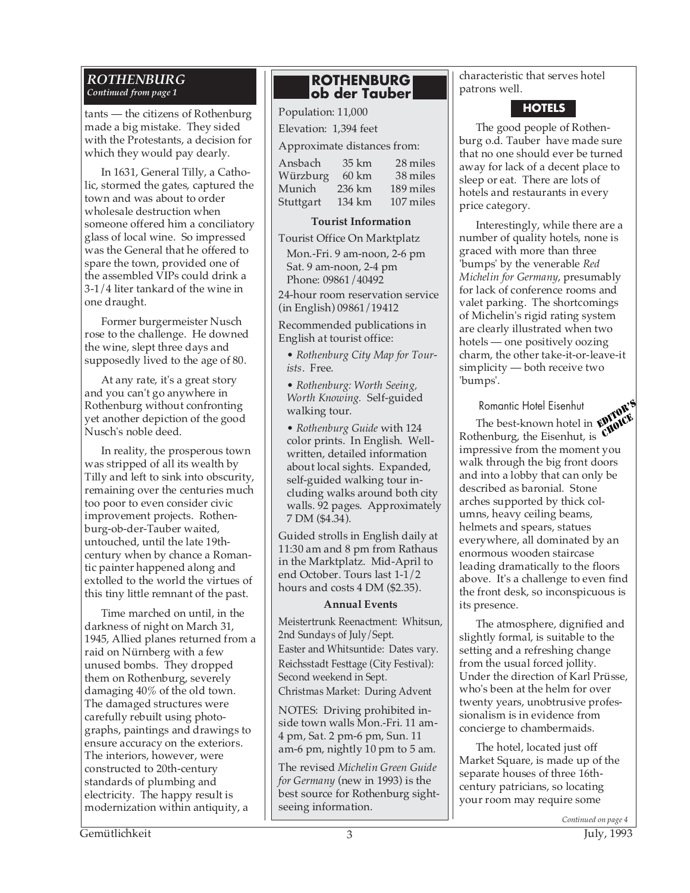## ROTHENBURG

*Continued from page 1*

tants — the citizens of Rothenburg made a big mistake. They sided with the Protestants, a decision for which they would pay dearly.

In 1631, General Tilly, a Catholic, stormed the gates, captured the town and was about to order wholesale destruction when someone offered him a conciliatory glass of local wine. So impressed was the General that he offered to spare the town, provided one of the assembled VIPs could drink a 3-1/4 liter tankard of the wine in one draught.

Former burgermeister Nusch rose to the challenge. He downed the wine, slept three days and supposedly lived to the age of 80.

At any rate, it's a great story and you can't go anywhere in Rothenburg without confronting yet another depiction of the good Nusch's noble deed.

In reality, the prosperous town was stripped of all its wealth by Tilly and left to sink into obscurity, remaining over the centuries much too poor to even consider civic improvement projects. Rothenburg-ob-der-Tauber waited, untouched, until the late 19th-century when by chance a Romantic painter happened along and extolled to the world the virtues of this tiny little remnant of the past.

Time marched on until, in the darkness of night on March 31, 1945, Allied planes returned from a raid on Nürnberg with a few unused bombs. They dropped them on Rothenburg, severely damaging 40% of the old town. The damaged structures were carefully rebuilt using photographs, paintings and drawings to ensure accuracy on the exteriors. The interiors, however, were constructed to 20th-century standards of plumbing and electricity. The happy result is modernization within antiquity, a characteristic that serves hotel patrons well.

### ROTHENBURG ob der Tauber

Population: 11,000

Elevation: 1,394 feet

Approximate distances from:

| | | |
|---|---|---|
| Ansbach | 35 km | 28 miles |
| Würzburg | 60 km | 38 miles |
| Munich | 236 km | 189 miles |
| Stuttgart | 134 km | 107 miles |

**Tourist Information**

Tourist Office On Marktplatz
Mon.-Fri. 9 am-noon, 2-6 pm
Sat. 9 am-noon, 2-4 pm
Phone: 09861/40492

24-hour room reservation service (in English) 09861/19412

Recommended publications in English at tourist office:

- *Rothenburg City Map for Tourists*. Free.
- *Rothenburg: Worth Seeing, Worth Knowing.* Self-guided walking tour.
- *Rothenburg Guide* with 124 color prints. In English. Well-written, detailed information about local sights. Expanded, self-guided walking tour including walks around both city walls. 92 pages. Approximately 7 DM ($4.34).

Guided strolls in English daily at 11:30 am and 8 pm from Rathaus in the Marktplatz. Mid-April to end October. Tours last 1-1/2 hours and costs 4 DM ($2.35).

**Annual Events**

Meistertrunk Reenactment: Whitsun, 2nd Sundays of July/Sept.

Easter and Whitsuntide: Dates vary.

Reichsstadt Festtage (City Festival): Second weekend in Sept.

Christmas Market: During Advent

NOTES: Driving prohibited inside town walls Mon.-Fri. 11 am-4 pm, Sat. 2 pm-6 pm, Sun. 11 am-6 pm, nightly 10 pm to 5 am.

The revised *Michelin Green Guide for Germany* (new in 1993) is the best source for Rothenburg sightseeing information.

### HOTELS

The good people of Rothenburg o.d. Tauber have made sure that no one should ever be turned away for lack of a decent place to sleep or eat. There are lots of hotels and restaurants in every price category.

Interestingly, while there are a number of quality hotels, none is graced with more than three 'bumps' by the venerable *Red Michelin for Germany*, presumably for lack of conference rooms and valet parking. The shortcomings of Michelin's rigid rating system are clearly illustrated when two hotels — one positively oozing charm, the other take-it-or-leave-it simplicity — both receive two 'bumps'.

#### Romantic Hotel Eisenhut

EDITOR'S CHOICE

The best-known hotel in Rothenburg, the Eisenhut, is impressive from the moment you walk through the big front doors and into a lobby that can only be described as baronial. Stone arches supported by thick columns, heavy ceiling beams, helmets and spears, statues everywhere, all dominated by an enormous wooden staircase leading dramatically to the floors above. It's a challenge to even find the front desk, so inconspicuous is its presence.

The atmosphere, dignified and slightly formal, is suitable to the setting and a refreshing change from the usual forced jollity. Under the direction of Karl Prüsse, who's been at the helm for over twenty years, unobtrusive professionalism is in evidence from concierge to chambermaids.

The hotel, located just off Market Square, is made up of the separate houses of three 16th-century patricians, so locating your room may require some

*Continued on page 4*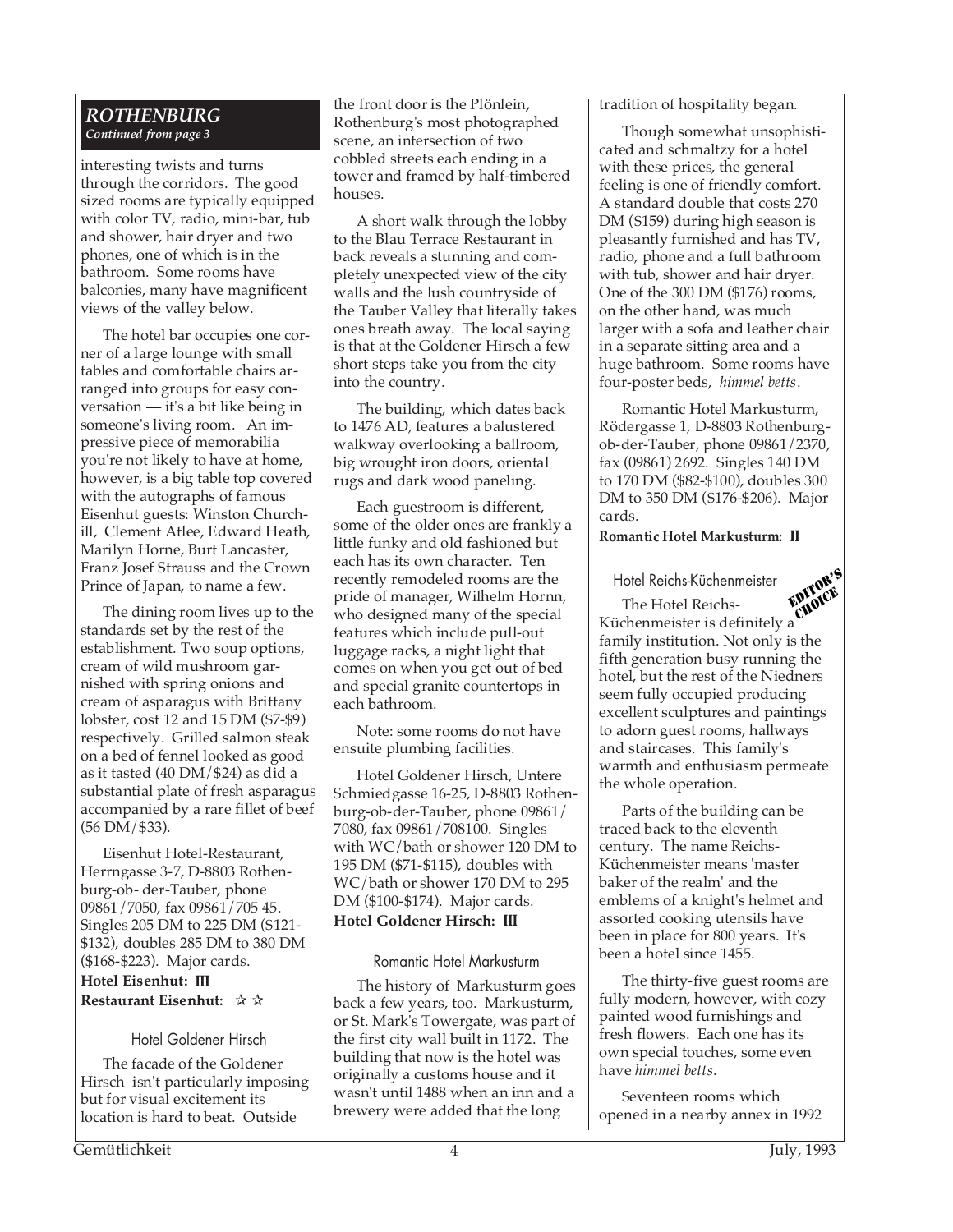## *ROTHENBURG*

*Continued from page 3*

interesting twists and turns through the corridors. The good sized rooms are typically equipped with color TV, radio, mini-bar, tub and shower, hair dryer and two phones, one of which is in the bathroom. Some rooms have balconies, many have magnificent views of the valley below.

The hotel bar occupies one corner of a large lounge with small tables and comfortable chairs arranged into groups for easy conversation — it's a bit like being in someone's living room. An impressive piece of memorabilia you're not likely to have at home, however, is a big table top covered with the autographs of famous Eisenhut guests: Winston Churchill, Clement Atlee, Edward Heath, Marilyn Horne, Burt Lancaster, Franz Josef Strauss and the Crown Prince of Japan, to name a few.

The dining room lives up to the standards set by the rest of the establishment. Two soup options, cream of wild mushroom garnished with spring onions and cream of asparagus with Brittany lobster, cost 12 and 15 DM ($7-$9) respectively. Grilled salmon steak on a bed of fennel looked as good as it tasted (40 DM/$24) as did a substantial plate of fresh asparagus accompanied by a rare fillet of beef (56 DM/$33).

Eisenhut Hotel-Restaurant, Herrngasse 3-7, D-8803 Rothenburg-ob- der-Tauber, phone 09861/7050, fax 09861/705 45. Singles 205 DM to 225 DM ($121-$132), doubles 285 DM to 380 DM ($168-$223). Major cards.

**Hotel Eisenhut: III**
**Restaurant Eisenhut: ☆☆**

### Hotel Goldener Hirsch

The facade of the Goldener Hirsch isn't particularly imposing but for visual excitement its location is hard to beat. Outside the front door is the Plönlein, Rothenburg's most photographed scene, an intersection of two cobbled streets each ending in a tower and framed by half-timbered houses.

A short walk through the lobby to the Blau Terrace Restaurant in back reveals a stunning and completely unexpected view of the city walls and the lush countryside of the Tauber Valley that literally takes ones breath away. The local saying is that at the Goldener Hirsch a few short steps take you from the city into the country.

The building, which dates back to 1476 AD, features a balustered walkway overlooking a ballroom, big wrought iron doors, oriental rugs and dark wood paneling.

Each guestroom is different, some of the older ones are frankly a little funky and old fashioned but each has its own character. Ten recently remodeled rooms are the pride of manager, Wilhelm Hornn, who designed many of the special features which include pull-out luggage racks, a night light that comes on when you get out of bed and special granite countertops in each bathroom.

Note: some rooms do not have ensuite plumbing facilities.

Hotel Goldener Hirsch, Untere Schmiedgasse 16-25, D-8803 Rothenburg-ob-der-Tauber, phone 09861/7080, fax 09861/708100. Singles with WC/bath or shower 120 DM to 195 DM ($71-$115), doubles with WC/bath or shower 170 DM to 295 DM ($100-$174). Major cards.

**Hotel Goldener Hirsch: III**

### Romantic Hotel Markusturm

The history of Markusturm goes back a few years, too. Markusturm, or St. Mark's Towergate, was part of the first city wall built in 1172. The building that now is the hotel was originally a customs house and it wasn't until 1488 when an inn and a brewery were added that the long tradition of hospitality began.

Though somewhat unsophisticated and schmaltzy for a hotel with these prices, the general feeling is one of friendly comfort. A standard double that costs 270 DM ($159) during high season is pleasantly furnished and has TV, radio, phone and a full bathroom with tub, shower and hair dryer. One of the 300 DM ($176) rooms, on the other hand, was much larger with a sofa and leather chair in a separate sitting area and a huge bathroom. Some rooms have four-poster beds, *himmel betts*.

Romantic Hotel Markusturm, Rödergasse 1, D-8803 Rothenburg-ob-der-Tauber, phone 09861/2370, fax (09861) 2692. Singles 140 DM to 170 DM ($82-$100), doubles 300 DM to 350 DM ($176-$206). Major cards.

**Romantic Hotel Markusturm: II**

### Hotel Reichs-Küchenmeister

EDITOR'S CHOICE

The Hotel Reichs-Küchenmeister is definitely a family institution. Not only is the fifth generation busy running the hotel, but the rest of the Niedners seem fully occupied producing excellent sculptures and paintings to adorn guest rooms, hallways and staircases. This family's warmth and enthusiasm permeate the whole operation.

Parts of the building can be traced back to the eleventh century. The name Reichs-Küchenmeister means 'master baker of the realm' and the emblems of a knight's helmet and assorted cooking utensils have been in place for 800 years. It's been a hotel since 1455.

The thirty-five guest rooms are fully modern, however, with cozy painted wood furnishings and fresh flowers. Each one has its own special touches, some even have *himmel betts*.

Seventeen rooms which opened in a nearby annex in 1992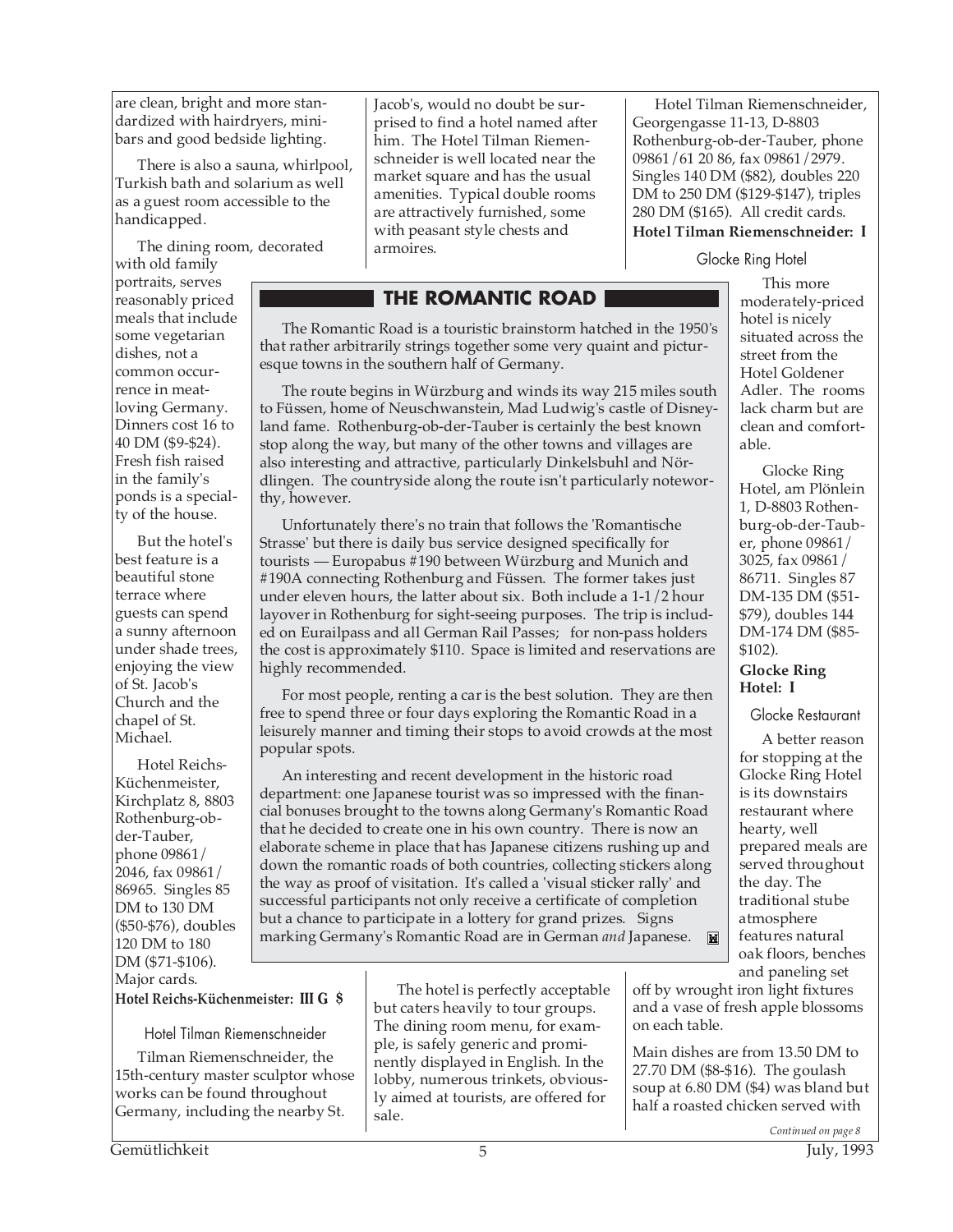are clean, bright and more standardized with hairdryers, minibars and good bedside lighting.

There is also a sauna, whirlpool, Turkish bath and solarium as well as a guest room accessible to the handicapped.

The dining room, decorated with old family portraits, serves reasonably priced meals that include some vegetarian dishes, not a common occurrence in meat-loving Germany. Dinners cost 16 to 40 DM ($9-$24). Fresh fish raised in the family's ponds is a specialty of the house.

But the hotel's best feature is a beautiful stone terrace where guests can spend a sunny afternoon under shade trees, enjoying the view of St. Jacob's Church and the chapel of St. Michael.

Hotel Reichs-Küchenmeister, Kirchplatz 8, 8803 Rothenburg-ob-der-Tauber, phone 09861/2046, fax 09861/86965. Singles 85 DM to 130 DM ($50-$76), doubles 120 DM to 180 DM ($71-$106). Major cards.

**Hotel Reichs-Küchenmeister: III G $**

### Hotel Tilman Riemenschneider

Tilman Riemenschneider, the 15th-century master sculptor whose works can be found throughout Germany, including the nearby St. Jacob's, would no doubt be surprised to find a hotel named after him. The Hotel Tilman Riemenschneider is well located near the market square and has the usual amenities. Typical double rooms are attractively furnished, some with peasant style chests and armoires.

The hotel is perfectly acceptable but caters heavily to tour groups. The dining room menu, for example, is safely generic and prominently displayed in English. In the lobby, numerous trinkets, obviously aimed at tourists, are offered for sale.

Hotel Tilman Riemenschneider, Georgengasse 11-13, D-8803 Rothenburg-ob-der-Tauber, phone 09861/61 20 86, fax 09861/2979. Singles 140 DM ($82), doubles 220 DM to 250 DM ($129-$147), triples 280 DM ($165). All credit cards.

**Hotel Tilman Riemenschneider: I**

### Glocke Ring Hotel

This more moderately-priced hotel is nicely situated across the street from the Hotel Goldener Adler. The rooms lack charm but are clean and comfortable.

Glocke Ring Hotel, am Plönlein 1, D-8803 Rothenburg-ob-der-Tauber, phone 09861/3025, fax 09861/86711. Singles 87 DM-135 DM ($51-$79), doubles 144 DM-174 DM ($85-$102).

**Glocke Ring Hotel: I**

### Glocke Restaurant

A better reason for stopping at the Glocke Ring Hotel is its downstairs restaurant where hearty, well prepared meals are served throughout the day. The traditional stube atmosphere features natural oak floors, benches and paneling set off by wrought iron light fixtures and a vase of fresh apple blossoms on each table.

Main dishes are from 13.50 DM to 27.70 DM ($8-$16). The goulash soup at 6.80 DM ($4) was bland but half a roasted chicken served with

*Continued on page 8*

## THE ROMANTIC ROAD

The Romantic Road is a touristic brainstorm hatched in the 1950's that rather arbitrarily strings together some very quaint and picturesque towns in the southern half of Germany.

The route begins in Würzburg and winds its way 215 miles south to Füssen, home of Neuschwanstein, Mad Ludwig's castle of Disneyland fame. Rothenburg-ob-der-Tauber is certainly the best known stop along the way, but many of the other towns and villages are also interesting and attractive, particularly Dinkelsbuhl and Nördlingen. The countryside along the route isn't particularly noteworthy, however.

Unfortunately there's no train that follows the 'Romantische Strasse' but there is daily bus service designed specifically for tourists — Europabus #190 between Würzburg and Munich and #190A connecting Rothenburg and Füssen. The former takes just under eleven hours, the latter about six. Both include a 1-1/2 hour layover in Rothenburg for sight-seeing purposes. The trip is included on Eurailpass and all German Rail Passes; for non-pass holders the cost is approximately $110. Space is limited and reservations are highly recommended.

For most people, renting a car is the best solution. They are then free to spend three or four days exploring the Romantic Road in a leisurely manner and timing their stops to avoid crowds at the most popular spots.

An interesting and recent development in the historic road department: one Japanese tourist was so impressed with the financial bonuses brought to the towns along Germany's Romantic Road that he decided to create one in his own country. There is now an elaborate scheme in place that has Japanese citizens rushing up and down the romantic roads of both countries, collecting stickers along the way as proof of visitation. It's called a 'visual sticker rally' and successful participants not only receive a certificate of completion but a chance to participate in a lottery for grand prizes. Signs marking Germany's Romantic Road are in German *and* Japanese.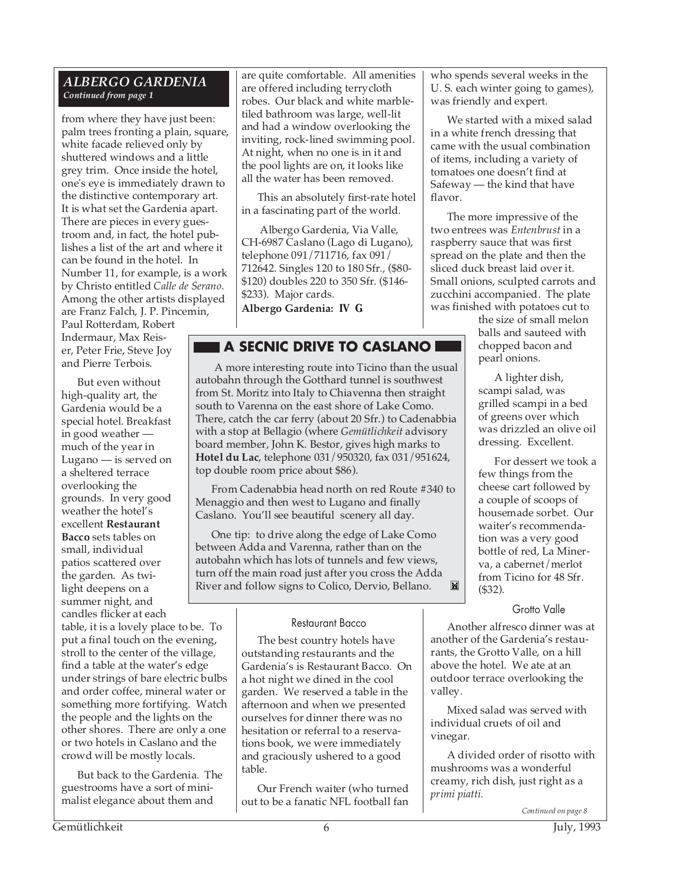## ALBERGO GARDENIA

*Continued from page 1*

from where they have just been: palm trees fronting a plain, square, white facade relieved only by shuttered windows and a little grey trim. Once inside the hotel, one's eye is immediately drawn to the distinctive contemporary art. It is what set the Gardenia apart. There are pieces in every guestroom and, in fact, the hotel publishes a list of the art and where it can be found in the hotel. In Number 11, for example, is a work by Christo entitled *Calle de Serano*. Among the other artists displayed are Franz Falch, J. P. Pincemin, Paul Rotterdam, Robert Indermaur, Max Reiser, Peter Frie, Steve Joy and Pierre Terbois.

But even without high-quality art, the Gardenia would be a special hotel. Breakfast in good weather — much of the year in Lugano — is served on a sheltered terrace overlooking the grounds. In very good weather the hotel's excellent **Restaurant Bacco** sets tables on small, individual patios scattered over the garden. As twilight deepens on a summer night, and candles flicker at each table, it is a lovely place to be. To put a final touch on the evening, stroll to the center of the village, find a table at the water's edge under strings of bare electric bulbs and order coffee, mineral water or something more fortifying. Watch the people and the lights on the other shores. There are only a one or two hotels in Caslano and the crowd will be mostly locals.

But back to the Gardenia. The guestrooms have a sort of minimalist elegance about them and are quite comfortable. All amenities are offered including terrycloth robes. Our black and white marble-tiled bathroom was large, well-lit and had a window overlooking the inviting, rock-lined swimming pool. At night, when no one is in it and the pool lights are on, it looks like all the water has been removed.

This an absolutely first-rate hotel in a fascinating part of the world.

Albergo Gardenia, Via Valle, CH-6987 Caslano (Lago di Lugano), telephone 091/711716, fax 091/712642. Singles 120 to 180 Sfr., ($80-$120) doubles 220 to 350 Sfr. ($146-$233). Major cards.

**Albergo Gardenia: IV G**

## A SECNIC DRIVE TO CASLANO

A more interesting route into Ticino than the usual autobahn through the Gotthard tunnel is southwest from St. Moritz into Italy to Chiavenna then straight south to Varenna on the east shore of Lake Como. There, catch the car ferry (about 20 Sfr.) to Cadenabbia with a stop at Bellagio (where *Gemütlichkeit* advisory board member, John K. Bestor, gives high marks to **Hotel du Lac**, telephone 031/950320, fax 031/951624, top double room price about $86).

From Cadenabbia head north on red Route #340 to Menaggio and then west to Lugano and finally Caslano. You'll see beautiful scenery all day.

One tip: to drive along the edge of Lake Como between Adda and Varenna, rather than on the autobahn which has lots of tunnels and few views, turn off the main road just after you cross the Adda River and follow signs to Colico, Dervio, Bellano.

### Restaurant Bacco

The best country hotels have outstanding restaurants and the Gardenia's is Restaurant Bacco. On a hot night we dined in the cool garden. We reserved a table in the afternoon and when we presented ourselves for dinner there was no hesitation or referral to a reservations book, we were immediately and graciously ushered to a good table.

Our French waiter (who turned out to be a fanatic NFL football fan who spends several weeks in the U. S. each winter going to games), was friendly and expert.

We started with a mixed salad in a white french dressing that came with the usual combination of items, including a variety of tomatoes one doesn't find at Safeway — the kind that have flavor.

The more impressive of the two entrees was *Entenbrust* in a raspberry sauce that was first spread on the plate and then the sliced duck breast laid over it. Small onions, sculpted carrots and zucchini accompanied. The plate was finished with potatoes cut to the size of small melon balls and sauteed with chopped bacon and pearl onions.

A lighter dish, scampi salad, was grilled scampi in a bed of greens over which was drizzled an olive oil dressing. Excellent.

For dessert we took a few things from the cheese cart followed by a couple of scoops of housemade sorbet. Our waiter's recommendation was a very good bottle of red, La Minerva, a cabernet/merlot from Ticino for 48 Sfr. ($32).

### Grotto Valle

Another alfresco dinner was at another of the Gardenia's restaurants, the Grotto Valle, on a hill above the hotel. We ate at an outdoor terrace overlooking the valley.

Mixed salad was served with individual cruets of oil and vinegar.

A divided order of risotto with mushrooms was a wonderful creamy, rich dish, just right as a *primi piatti.*

*Continued on page 8*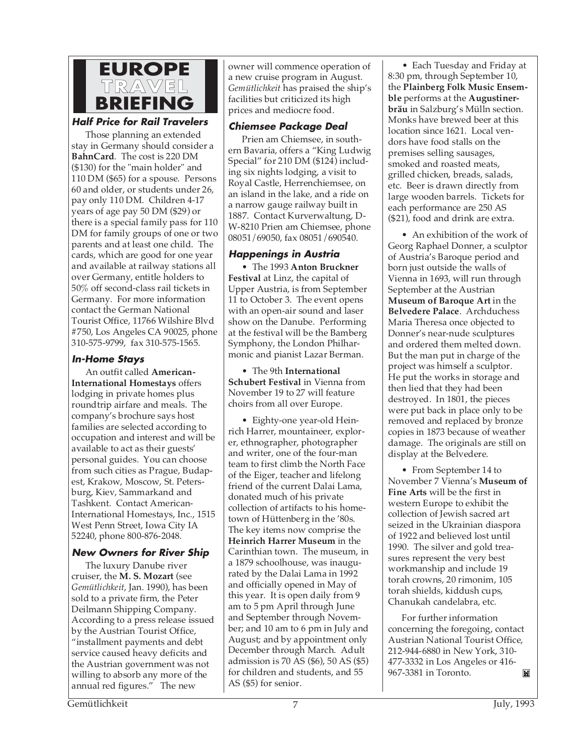# EUROPE TRAVEL BRIEFING

### Half Price for Rail Travelers

Those planning an extended stay in Germany should consider a **BahnCard**. The cost is 220 DM ($130) for the "main holder" and 110 DM ($65) for a spouse. Persons 60 and older, or students under 26, pay only 110 DM. Children 4-17 years of age pay 50 DM ($29) or there is a special family pass for 110 DM for family groups of one or two parents and at least one child. The cards, which are good for one year and available at railway stations all over Germany, entitle holders to 50% off second-class rail tickets in Germany. For more information contact the German National Tourist Office, 11766 Wilshire Blvd #750, Los Angeles CA 90025, phone 310-575-9799, fax 310-575-1565.

### In-Home Stays

An outfit called **American-International Homestays** offers lodging in private homes plus roundtrip airfare and meals. The company's brochure says host families are selected according to occupation and interest and will be available to act as their guests' personal guides. You can choose from such cities as Prague, Budapest, Krakow, Moscow, St. Petersburg, Kiev, Sammarkand and Tashkent. Contact American-International Homestays, Inc., 1515 West Penn Street, Iowa City IA 52240, phone 800-876-2048.

### New Owners for River Ship

The luxury Danube river cruiser, the **M. S. Mozart** (see *Gemütlichkeit*, Jan. 1990), has been sold to a private firm, the Peter Deilmann Shipping Company. According to a press release issued by the Austrian Tourist Office, "installment payments and debt service caused heavy deficits and the Austrian government was not willing to absorb any more of the annual red figures." The new owner will commence operation of a new cruise program in August. *Gemütlichkeit* has praised the ship's facilities but criticized its high prices and mediocre food.

### Chiemsee Package Deal

Prien am Chiemsee, in southern Bavaria, offers a "King Ludwig Special" for 210 DM ($124) including six nights lodging, a visit to Royal Castle, Herrenchiemsee, on an island in the lake, and a ride on a narrow gauge railway built in 1887. Contact Kurverwaltung, D-W-8210 Prien am Chiemsee, phone 08051/69050, fax 08051/690540.

### Happenings in Austria

• The 1993 **Anton Bruckner Festival** at Linz, the capital of Upper Austria, is from September 11 to October 3. The event opens with an open-air sound and laser show on the Danube. Performing at the festival will be the Bamberg Symphony, the London Philharmonic and pianist Lazar Berman.

• The 9th **International Schubert Festival** in Vienna from November 19 to 27 will feature choirs from all over Europe.

• Eighty-one year-old Heinrich Harrer, mountaineer, explorer, ethnographer, photographer and writer, one of the four-man team to first climb the North Face of the Eiger, teacher and lifelong friend of the current Dalai Lama, donated much of his private collection of artifacts to his hometown of Hüttenberg in the '80s. The key items now comprise the **Heinrich Harrer Museum** in the Carinthian town. The museum, in a 1879 schoolhouse, was inaugurated by the Dalai Lama in 1992 and officially opened in May of this year. It is open daily from 9 am to 5 pm April through June and September through November; and 10 am to 6 pm in July and August; and by appointment only December through March. Adult admission is 70 AS ($6), 50 AS ($5) for children and students, and 55 AS ($5) for senior.

• Each Tuesday and Friday at 8:30 pm, through September 10, the **Plainberg Folk Music Ensemble** performs at the **Augustinerbräu** in Salzburg's Mülln section. Monks have brewed beer at this location since 1621. Local vendors have food stalls on the premises selling sausages, smoked and roasted meats, grilled chicken, breads, salads, etc. Beer is drawn directly from large wooden barrels. Tickets for each performance are 250 AS ($21), food and drink are extra.

• An exhibition of the work of Georg Raphael Donner, a sculptor of Austria's Baroque period and born just outside the walls of Vienna in 1693, will run through September at the Austrian **Museum of Baroque Art** in the **Belvedere Palace**. Archduchess Maria Theresa once objected to Donner's near-nude sculptures and ordered them melted down. But the man put in charge of the project was himself a sculptor. He put the works in storage and then lied that they had been destroyed. In 1801, the pieces were put back in place only to be removed and replaced by bronze copies in 1873 because of weather damage. The originals are still on display at the Belvedere.

• From September 14 to November 7 Vienna's **Museum of Fine Arts** will be the first in western Europe to exhibit the collection of Jewish sacred art seized in the Ukrainian diaspora of 1922 and believed lost until 1990. The silver and gold treasures represent the very best workmanship and include 19 torah crowns, 20 rimonim, 105 torah shields, kiddush cups, Chanukah candelabra, etc.

For further information concerning the foregoing, contact Austrian National Tourist Office, 212-944-6880 in New York, 310-477-3332 in Los Angeles or 416-967-3381 in Toronto.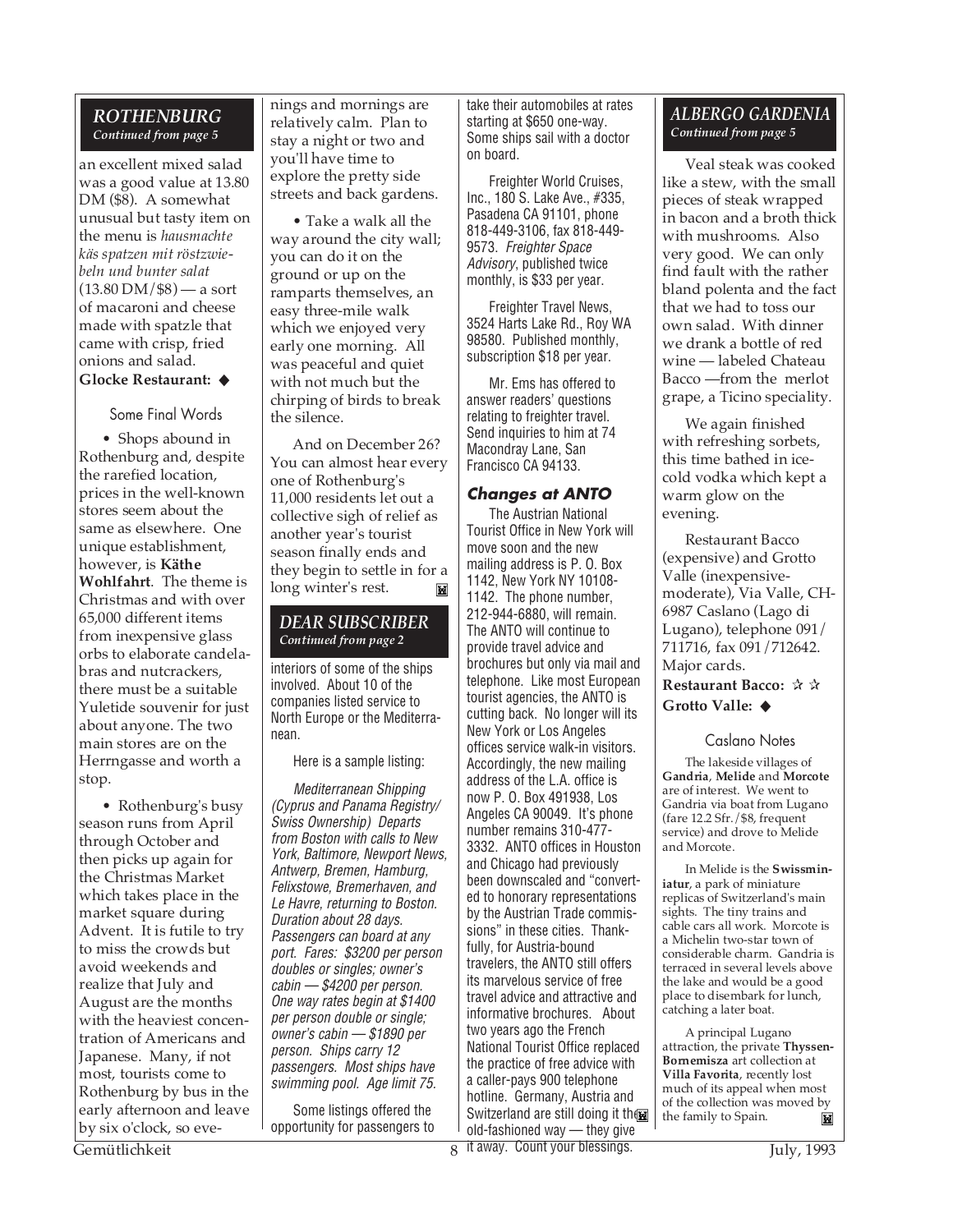## ROTHENBURG

*Continued from page 5*

an excellent mixed salad was a good value at 13.80 DM ($8). A somewhat unusual but tasty item on the menu is *hausmachte käs spatzen mit röstzwiebeln und bunter salat* (13.80 DM/$8) — a sort of macaroni and cheese made with spatzle that came with crisp, fried onions and salad.

**Glocke Restaurant:** ◆

### Some Final Words

• Shops abound in Rothenburg and, despite the rarefied location, prices in the well-known stores seem about the same as elsewhere. One unique establishment, however, is **Käthe Wohlfahrt**. The theme is Christmas and with over 65,000 different items from inexpensive glass orbs to elaborate candelabras and nutcrackers, there must be a suitable Yuletide souvenir for just about anyone. The two main stores are on the Herrngasse and worth a stop.

• Rothenburg's busy season runs from April through October and then picks up again for the Christmas Market which takes place in the market square during Advent. It is futile to try to miss the crowds but avoid weekends and realize that July and August are the months with the heaviest concentration of Americans and Japanese. Many, if not most, tourists come to Rothenburg by bus in the early afternoon and leave by six o'clock, so evenings and mornings are relatively calm. Plan to stay a night or two and you'll have time to explore the pretty side streets and back gardens.

• Take a walk all the way around the city wall; you can do it on the ground or up on the ramparts themselves, an easy three-mile walk which we enjoyed very early one morning. All was peaceful and quiet with not much but the chirping of birds to break the silence.

And on December 26? You can almost hear every one of Rothenburg's 11,000 residents let out a collective sigh of relief as another year's tourist season finally ends and they begin to settle in for a long winter's rest.

## DEAR SUBSCRIBER

*Continued from page 2*

interiors of some of the ships involved. About 10 of the companies listed service to North Europe or the Mediterranean.

Here is a sample listing:

*Mediterranean Shipping (Cyprus and Panama Registry/ Swiss Ownership) Departs from Boston with calls to New York, Baltimore, Newport News, Antwerp, Bremen, Hamburg, Felixstowe, Bremerhaven, and Le Havre, returning to Boston. Duration about 28 days. Passengers can board at any port. Fares: $3200 per person doubles or singles; owner's cabin — $4200 per person. One way rates begin at $1400 per person double or single; owner's cabin — $1890 per person. Ships carry 12 passengers. Most ships have swimming pool. Age limit 75.*

Some listings offered the opportunity for passengers to take their automobiles at rates starting at $650 one-way. Some ships sail with a doctor on board.

Freighter World Cruises, Inc., 180 S. Lake Ave., #335, Pasadena CA 91101, phone 818-449-3106, fax 818-449-9573. *Freighter Space Advisory*, published twice monthly, is $33 per year.

Freighter Travel News, 3524 Harts Lake Rd., Roy WA 98580. Published monthly, subscription $18 per year.

Mr. Ems has offered to answer readers' questions relating to freighter travel. Send inquiries to him at 74 Macondray Lane, San Francisco CA 94133.

### Changes at ANTO

The Austrian National Tourist Office in New York will move soon and the new mailing address is P. O. Box 1142, New York NY 10108-1142. The phone number, 212-944-6880, will remain. The ANTO will continue to provide travel advice and brochures but only via mail and telephone. Like most European tourist agencies, the ANTO is cutting back. No longer will its New York or Los Angeles offices service walk-in visitors. Accordingly, the new mailing address of the L.A. office is now P. O. Box 491938, Los Angeles CA 90049. It's phone number remains 310-477-3332. ANTO offices in Houston and Chicago had previously been downscaled and "converted to honorary representations by the Austrian Trade commissions" in these cities. Thankfully, for Austria-bound travelers, the ANTO still offers its marvelous service of free travel advice and attractive and informative brochures. About two years ago the French National Tourist Office replaced the practice of free advice with a caller-pays 900 telephone hotline. Germany, Austria and Switzerland are still doing it the old-fashioned way — they give it away. Count your blessings.

## ALBERGO GARDENIA

*Continued from page 5*

Veal steak was cooked like a stew, with the small pieces of steak wrapped in bacon and a broth thick with mushrooms. Also very good. We can only find fault with the rather bland polenta and the fact that we had to toss our own salad. With dinner we drank a bottle of red wine — labeled Chateau Bacco —from the merlot grape, a Ticino speciality.

We again finished with refreshing sorbets, this time bathed in ice-cold vodka which kept a warm glow on the evening.

Restaurant Bacco (expensive) and Grotto Valle (inexpensive-moderate), Via Valle, CH-6987 Caslano (Lago di Lugano), telephone 091/711716, fax 091/712642. Major cards.

**Restaurant Bacco:** ✫ ✫

**Grotto Valle:** ◆

### Caslano Notes

The lakeside villages of **Gandria**, **Melide** and **Morcote** are of interest. We went to Gandria via boat from Lugano (fare 12.2 Sfr./$8, frequent service) and drove to Melide and Morcote.

In Melide is the **Swissminiatur**, a park of miniature replicas of Switzerland's main sights. The tiny trains and cable cars all work. Morcote is a Michelin two-star town of considerable charm. Gandria is terraced in several levels above the lake and would be a good place to disembark for lunch, catching a later boat.

A principal Lugano attraction, the private **Thyssen-Bornemisza** art collection at **Villa Favorita**, recently lost much of its appeal when most of the collection was moved by the family to Spain.